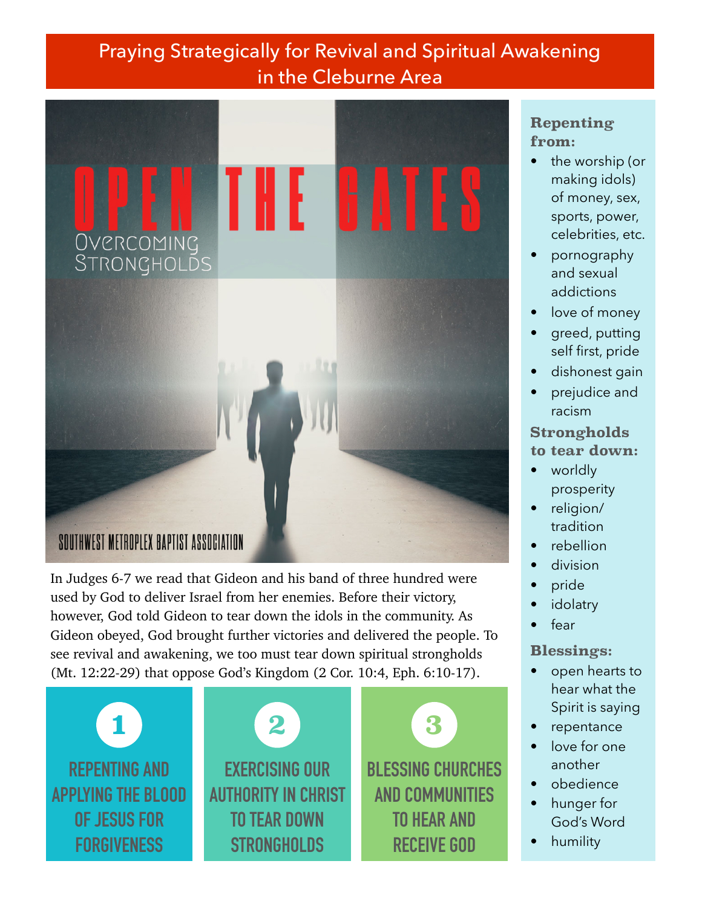# Praying Strategically for Revival and Spiritual Awakening in the Cleburne Area

## OPEN THE GATES

### Overcoming Strongholds

SOUTHWEST METROPLEX BAPTIST ASSOCIATION

In Judges 6-7 we read that Gideon and his band of three hundred were used by God to deliver Israel from her enemies. Before their victory, however, God told Gideon to tear down the idols in the community. As Gideon obeyed, God brought further victories and delivered the people. To see revival and awakening, we too must tear down spiritual strongholds (Mt. 12:22-29) that oppose God's Kingdom (2 Cor. 10:4, Eph. 6:10-17).

**1** REPENTING AND APPLYING THE BLOOD OF JESUS FOR FORGIVENESS

**2** EXERCISING OUR AUTHORITY IN CHRIST TO TEAR DOWN STRONGHOLDS

**3** BLESSING CHURCHES AND COMMUNITIES TO HEAR AND RECEIVE GOD

**Repenting from:**

- the worship (or making idols) of money, sex, sports, power, celebrities, etc.
- pornography and sexual addictions
- love of money
- greed, putting self first, pride
- dishonest gain
- prejudice and racism

**Strongholds to tear down:**

- worldly prosperity
- religion/ tradition
- rebellion
- division
- pride
- idolatry
- fear

**Blessings:**

- open hearts to hear what the Spirit is saying
- repentance
- love for one another
- obedience
- hunger for God's Word
- humility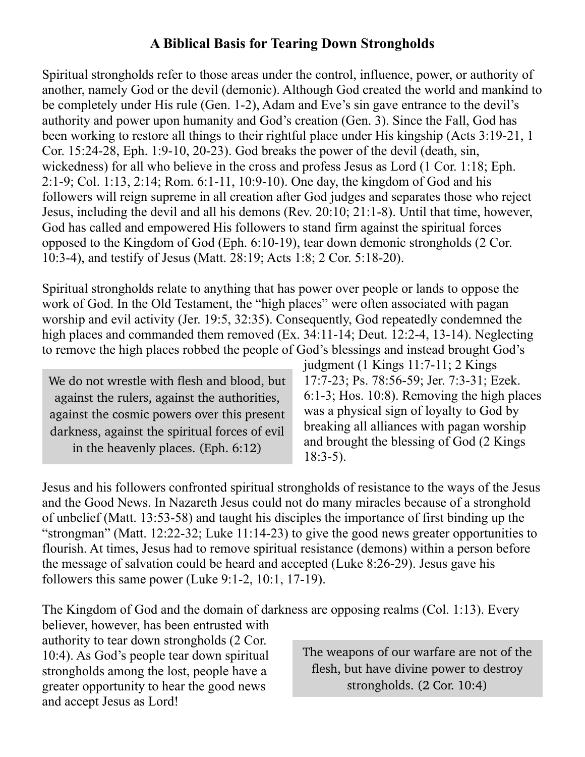## A Biblical Basis for Tearing Down Strongholds

Spiritual strongholds refer to those areas under the control, influence, power, or authority of another, namely God or the devil (demonic). Although God created the world and mankind to be completely under His rule (Gen. 1-2), Adam and Eve's sin gave entrance to the devil's authority and power upon humanity and God's creation (Gen. 3). Since the Fall, God has been working to restore all things to their rightful place under His kingship (Acts 3:19-21, 1 Cor. 15:24-28, Eph. 1:9-10, 20-23). God breaks the power of the devil (death, sin, wickedness) for all who believe in the cross and profess Jesus as Lord (1 Cor. 1:18; Eph. 2:1-9; Col. 1:13, 2:14; Rom. 6:1-11, 10:9-10). One day, the kingdom of God and his followers will reign supreme in all creation after God judges and separates those who reject Jesus, including the devil and all his demons (Rev. 20:10; 21:1-8). Until that time, however, God has called and empowered His followers to stand firm against the spiritual forces opposed to the Kingdom of God (Eph. 6:10-19), tear down demonic strongholds (2 Cor. 10:3-4), and testify of Jesus (Matt. 28:19; Acts 1:8; 2 Cor. 5:18-20).

Spiritual strongholds relate to anything that has power over people or lands to oppose the work of God. In the Old Testament, the "high places" were often associated with pagan worship and evil activity (Jer. 19:5, 32:35). Consequently, God repeatedly condemned the high places and commanded them removed (Ex. 34:11-14; Deut. 12:2-4, 13-14). Neglecting to remove the high places robbed the people of God's blessings and instead brought God's judgment (1 Kings 11:7-11; 2 Kings 17:7-23; Ps. 78:56-59; Jer. 7:3-31; Ezek. 6:1-3; Hos. 10:8). Removing the high places was a physical sign of loyalty to God by breaking all alliances with pagan worship and brought the blessing of God (2 Kings 18:3-5).

> We do not wrestle with flesh and blood, but against the rulers, against the authorities, against the cosmic powers over this present darkness, against the spiritual forces of evil in the heavenly places. (Eph. 6:12)

Jesus and his followers confronted spiritual strongholds of resistance to the ways of the Jesus and the Good News. In Nazareth Jesus could not do many miracles because of a stronghold of unbelief (Matt. 13:53-58) and taught his disciples the importance of first binding up the "strongman" (Matt. 12:22-32; Luke 11:14-23) to give the good news greater opportunities to flourish. At times, Jesus had to remove spiritual resistance (demons) within a person before the message of salvation could be heard and accepted (Luke 8:26-29). Jesus gave his followers this same power (Luke 9:1-2, 10:1, 17-19).

The Kingdom of God and the domain of darkness are opposing realms (Col. 1:13). Every believer, however, has been entrusted with authority to tear down strongholds (2 Cor. 10:4). As God's people tear down spiritual strongholds among the lost, people have a greater opportunity to hear the good news and accept Jesus as Lord!

> The weapons of our warfare are not of the flesh, but have divine power to destroy strongholds. (2 Cor. 10:4)